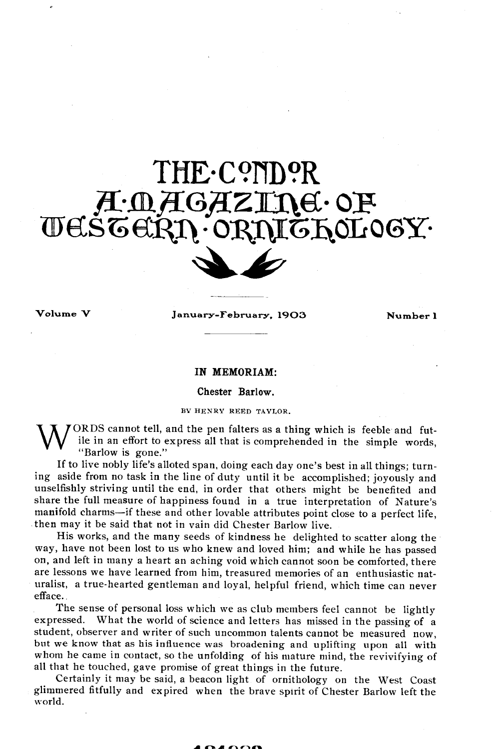# THE CONDOR
# A MAGAZINE OF WESTERN ORNITHOLOGY

Volume V — January-February, 1903 — Number 1

## IN MEMORIAM:

### Chester Barlow.

BY HENRY REED TAYLOR.

WORDS cannot tell, and the pen falters as a thing which is feeble and futile in an effort to express all that is comprehended in the simple words, "Barlow is gone."

If to live nobly life's alloted span, doing each day one's best in all things; turning aside from no task in the line of duty until it be accomplished; joyously and unselfishly striving until the end, in order that others might be benefited and share the full measure of happiness found in a true interpretation of Nature's manifold charms—if these and other lovable attributes point close to a perfect life, then may it be said that not in vain did Chester Barlow live.

His works, and the many seeds of kindness he delighted to scatter along the way, have not been lost to us who knew and loved him; and while he has passed on, and left in many a heart an aching void which cannot soon be comforted, there are lessons we have learned from him, treasured memories of an enthusiastic naturalist, a true-hearted gentleman and loyal, helpful friend, which time can never efface.

The sense of personal loss which we as club members feel cannot be lightly expressed. What the world of science and letters has missed in the passing of a student, observer and writer of such uncommon talents cannot be measured now, but we know that as his influence was broadening and uplifting upon all with whom he came in contact, so the unfolding of his mature mind, the revivifying of all that he touched, gave promise of great things in the future.

Certainly it may be said, a beacon light of ornithology on the West Coast glimmered fitfully and expired when the brave spirit of Chester Barlow left the world.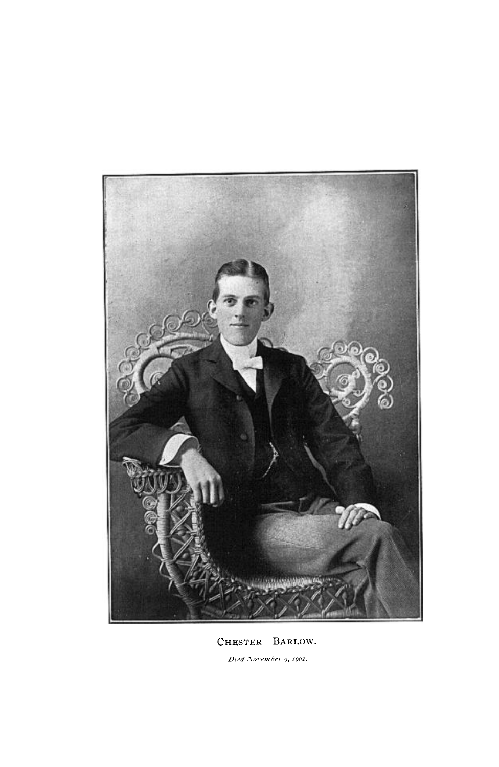Chester Barlow.

*Died November 9, 1902.*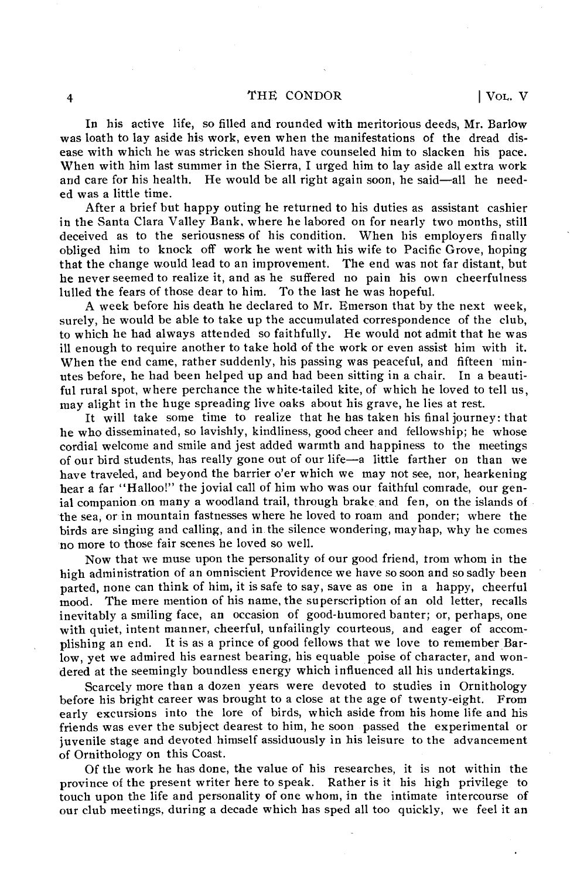In his active life, so filled and rounded with meritorious deeds, Mr. Barlow was loath to lay aside his work, even when the manifestations of the dread disease with which he was stricken should have counseled him to slacken his pace. When with him last summer in the Sierra, I urged him to lay aside all extra work and care for his health. He would be all right again soon, he said—all he needed was a little time.

After a brief but happy outing he returned to his duties as assistant cashier in the Santa Clara Valley Bank, where he labored on for nearly two months, still deceived as to the seriousness of his condition. When his employers finally obliged him to knock off work he went with his wife to Pacific Grove, hoping that the change would lead to an improvement. The end was not far distant, but he never seemed to realize it, and as he suffered no pain his own cheerfulness lulled the fears of those dear to him. To the last he was hopeful.

A week before his death he declared to Mr. Emerson that by the next week, surely, he would be able to take up the accumulated correspondence of the club, to which he had always attended so faithfully. He would not admit that he was ill enough to require another to take hold of the work or even assist him with it. When the end came, rather suddenly, his passing was peaceful, and fifteen minutes before, he had been helped up and had been sitting in a chair. In a beautiful rural spot, where perchance the white-tailed kite, of which he loved to tell us, may alight in the huge spreading live oaks about his grave, he lies at rest.

It will take some time to realize that he has taken his final journey: that he who disseminated, so lavishly, kindliness, good cheer and fellowship; he whose cordial welcome and smile and jest added warmth and happiness to the meetings of our bird students, has really gone out of our life—a little farther on than we have traveled, and beyond the barrier o'er which we may not see, nor, hearkening hear a far "Halloo!" the jovial call of him who was our faithful comrade, our genial companion on many a woodland trail, through brake and fen, on the islands of the sea, or in mountain fastnesses where he loved to roam and ponder; where the birds are singing and calling, and in the silence wondering, mayhap, why he comes no more to those fair scenes he loved so well.

Now that we muse upon the personality of our good friend, from whom in the high administration of an omniscient Providence we have so soon and so sadly been parted, none can think of him, it is safe to say, save as one in a happy, cheerful mood. The mere mention of his name, the superscription of an old letter, recalls inevitably a smiling face, an occasion of good-humored banter; or, perhaps, one with quiet, intent manner, cheerful, unfailingly courteous, and eager of accomplishing an end. It is as a prince of good fellows that we love to remember Barlow, yet we admired his earnest bearing, his equable poise of character, and wondered at the seemingly boundless energy which influenced all his undertakings.

Scarcely more than a dozen years were devoted to studies in Ornithology before his bright career was brought to a close at the age of twenty-eight. From early excursions into the lore of birds, which aside from his home life and his friends was ever the subject dearest to him, he soon passed the experimental or juvenile stage and devoted himself assiduously in his leisure to the advancement of Ornithology on this Coast.

Of the work he has done, the value of his researches, it is not within the province of the present writer here to speak. Rather is it his high privilege to touch upon the life and personality of one whom, in the intimate intercourse of our club meetings, during a decade which has sped all too quickly, we feel it an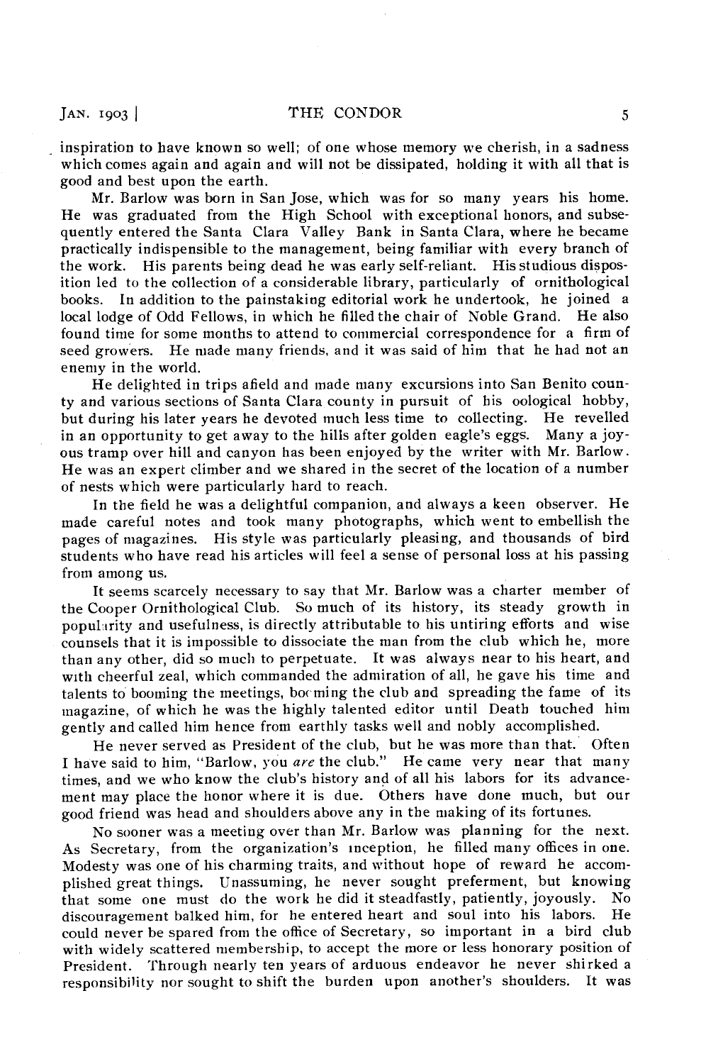inspiration to have known so well; of one whose memory we cherish, in a sadness which comes again and again and will not be dissipated, holding it with all that is good and best upon the earth.

Mr. Barlow was born in San Jose, which was for so many years his home. He was graduated from the High School with exceptional honors, and subsequently entered the Santa Clara Valley Bank in Santa Clara, where he became practically indispensible to the management, being familiar with every branch of the work. His parents being dead he was early self-reliant. His studious disposition led to the collection of a considerable library, particularly of ornithological books. In addition to the painstaking editorial work he undertook, he joined a local lodge of Odd Fellows, in which he filled the chair of Noble Grand. He also found time for some months to attend to commercial correspondence for a firm of seed growers. He made many friends, and it was said of him that he had not an enemy in the world.

He delighted in trips afield and made many excursions into San Benito county and various sections of Santa Clara county in pursuit of his oological hobby, but during his later years he devoted much less time to collecting. He revelled in an opportunity to get away to the hills after golden eagle's eggs. Many a joyous tramp over hill and canyon has been enjoyed by the writer with Mr. Barlow. He was an expert climber and we shared in the secret of the location of a number of nests which were particularly hard to reach.

In the field he was a delightful companion, and always a keen observer. He made careful notes and took many photographs, which went to embellish the pages of magazines. His style was particularly pleasing, and thousands of bird students who have read his articles will feel a sense of personal loss at his passing from among us.

It seems scarcely necessary to say that Mr. Barlow was a charter member of the Cooper Ornithological Club. So much of its history, its steady growth in popularity and usefulness, is directly attributable to his untiring efforts and wise counsels that it is impossible to dissociate the man from the club which he, more than any other, did so much to perpetuate. It was always near to his heart, and with cheerful zeal, which commanded the admiration of all, he gave his time and talents to booming the meetings, booming the club and spreading the fame of its magazine, of which he was the highly talented editor until Death touched him gently and called him hence from earthly tasks well and nobly accomplished.

He never served as President of the club, but he was more than that. Often I have said to him, "Barlow, you *are* the club." He came very near that many times, and we who know the club's history and of all his labors for its advancement may place the honor where it is due. Others have done much, but our good friend was head and shoulders above any in the making of its fortunes.

No sooner was a meeting over than Mr. Barlow was planning for the next. As Secretary, from the organization's inception, he filled many offices in one. Modesty was one of his charming traits, and without hope of reward he accomplished great things. Unassuming, he never sought preferment, but knowing that some one must do the work he did it steadfastly, patiently, joyously. No discouragement balked him, for he entered heart and soul into his labors. He could never be spared from the office of Secretary, so important in a bird club with widely scattered membership, to accept the more or less honorary position of President. Through nearly ten years of arduous endeavor he never shirked a responsibility nor sought to shift the burden upon another's shoulders. It was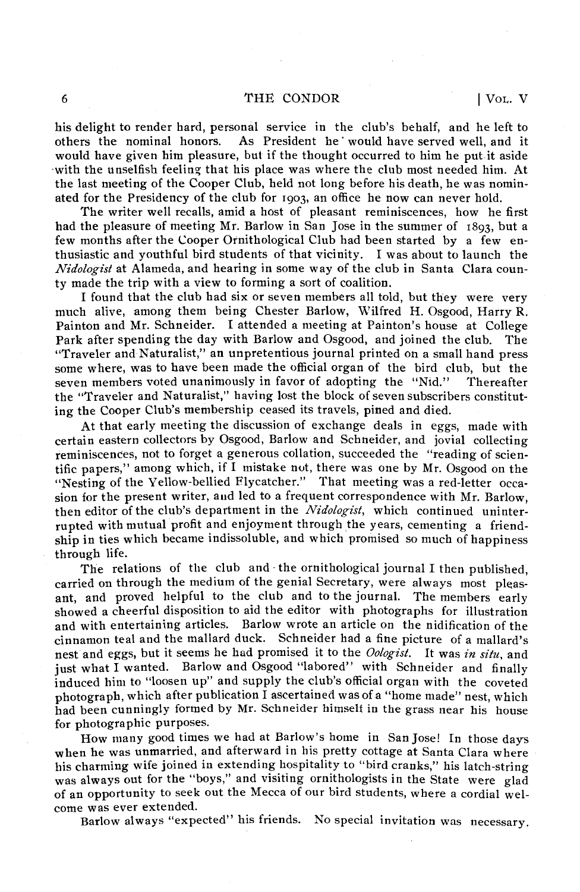his delight to render hard, personal service in the club's behalf, and he left to others the nominal honors. As President he would have served well, and it would have given him pleasure, but if the thought occurred to him he put it aside with the unselfish feeling that his place was where the club most needed him. At the last meeting of the Cooper Club, held not long before his death, he was nominated for the Presidency of the club for 1903, an office he now can never hold.

The writer well recalls, amid a host of pleasant reminiscences, how he first had the pleasure of meeting Mr. Barlow in San Jose in the summer of 1893, but a few months after the Cooper Ornithological Club had been started by a few enthusiastic and youthful bird students of that vicinity. I was about to launch the *Nidologist* at Alameda, and hearing in some way of the club in Santa Clara county made the trip with a view to forming a sort of coalition.

I found that the club had six or seven members all told, but they were very much alive, among them being Chester Barlow, Wilfred H. Osgood, Harry R. Painton and Mr. Schneider. I attended a meeting at Painton's house at College Park after spending the day with Barlow and Osgood, and joined the club. The "Traveler and Naturalist," an unpretentious journal printed on a small hand press some where, was to have been made the official organ of the bird club, but the seven members voted unanimously in favor of adopting the "Nid." Thereafter the "Traveler and Naturalist," having lost the block of seven subscribers constituting the Cooper Club's membership ceased its travels, pined and died.

At that early meeting the discussion of exchange deals in eggs, made with certain eastern collectors by Osgood, Barlow and Schneider, and jovial collecting reminiscences, not to forget a generous collation, succeeded the "reading of scientific papers," among which, if I mistake not, there was one by Mr. Osgood on the "Nesting of the Yellow-bellied Flycatcher." That meeting was a red-letter occasion for the present writer, and led to a frequent correspondence with Mr. Barlow, then editor of the club's department in the *Nidologist*, which continued uninterrupted with mutual profit and enjoyment through the years, cementing a friendship in ties which became indissoluble, and which promised so much of happiness through life.

The relations of the club and the ornithological journal I then published, carried on through the medium of the genial Secretary, were always most pleasant, and proved helpful to the club and to the journal. The members early showed a cheerful disposition to aid the editor with photographs for illustration and with entertaining articles. Barlow wrote an article on the nidification of the cinnamon teal and the mallard duck. Schneider had a fine picture of a mallard's nest and eggs, but it seems he had promised it to the *Oologist*. It was *in situ*, and just what I wanted. Barlow and Osgood "labored" with Schneider and finally induced him to "loosen up" and supply the club's official organ with the coveted photograph, which after publication I ascertained was of a "home made" nest, which had been cunningly formed by Mr. Schneider himself in the grass near his house for photographic purposes.

How many good times we had at Barlow's home in San Jose! In those days when he was unmarried, and afterward in his pretty cottage at Santa Clara where his charming wife joined in extending hospitality to "bird cranks," his latch-string was always out for the "boys," and visiting ornithologists in the State were glad of an opportunity to seek out the Mecca of our bird students, where a cordial welcome was ever extended.

Barlow always "expected" his friends. No special invitation was necessary.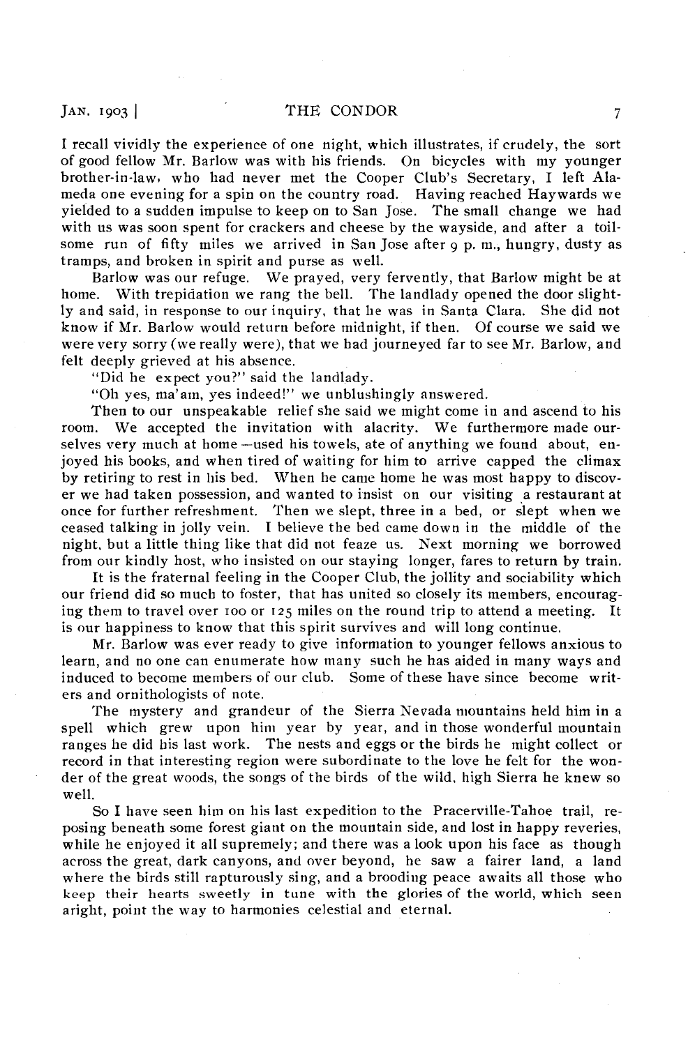I recall vividly the experience of one night, which illustrates, if crudely, the sort of good fellow Mr. Barlow was with his friends. On bicycles with my younger brother-in-law, who had never met the Cooper Club's Secretary, I left Alameda one evening for a spin on the country road. Having reached Haywards we yielded to a sudden impulse to keep on to San Jose. The small change we had with us was soon spent for crackers and cheese by the wayside, and after a toilsome run of fifty miles we arrived in San Jose after 9 p. m., hungry, dusty as tramps, and broken in spirit and purse as well.

Barlow was our refuge. We prayed, very fervently, that Barlow might be at home. With trepidation we rang the bell. The landlady opened the door slightly and said, in response to our inquiry, that he was in Santa Clara. She did not know if Mr. Barlow would return before midnight, if then. Of course we said we were very sorry (we really were), that we had journeyed far to see Mr. Barlow, and felt deeply grieved at his absence.

"Did he expect you?" said the landlady.

"Oh yes, ma'am, yes indeed!" we unblushingly answered.

Then to our unspeakable relief she said we might come in and ascend to his room. We accepted the invitation with alacrity. We furthermore made ourselves very much at home—used his towels, ate of anything we found about, enjoyed his books, and when tired of waiting for him to arrive capped the climax by retiring to rest in his bed. When he came home he was most happy to discover we had taken possession, and wanted to insist on our visiting a restaurant at once for further refreshment. Then we slept, three in a bed, or slept when we ceased talking in jolly vein. I believe the bed came down in the middle of the night, but a little thing like that did not feaze us. Next morning we borrowed from our kindly host, who insisted on our staying longer, fares to return by train.

It is the fraternal feeling in the Cooper Club, the jollity and sociability which our friend did so much to foster, that has united so closely its members, encouraging them to travel over 100 or 125 miles on the round trip to attend a meeting. It is our happiness to know that this spirit survives and will long continue.

Mr. Barlow was ever ready to give information to younger fellows anxious to learn, and no one can enumerate how many such he has aided in many ways and induced to become members of our club. Some of these have since become writers and ornithologists of note.

The mystery and grandeur of the Sierra Nevada mountains held him in a spell which grew upon him year by year, and in those wonderful mountain ranges he did his last work. The nests and eggs or the birds he might collect or record in that interesting region were subordinate to the love he felt for the wonder of the great woods, the songs of the birds of the wild, high Sierra he knew so well.

So I have seen him on his last expedition to the Pracerville-Tahoe trail, reposing beneath some forest giant on the mountain side, and lost in happy reveries, while he enjoyed it all supremely; and there was a look upon his face as though across the great, dark canyons, and over beyond, he saw a fairer land, a land where the birds still rapturously sing, and a brooding peace awaits all those who keep their hearts sweetly in tune with the glories of the world, which seen aright, point the way to harmonies celestial and eternal.